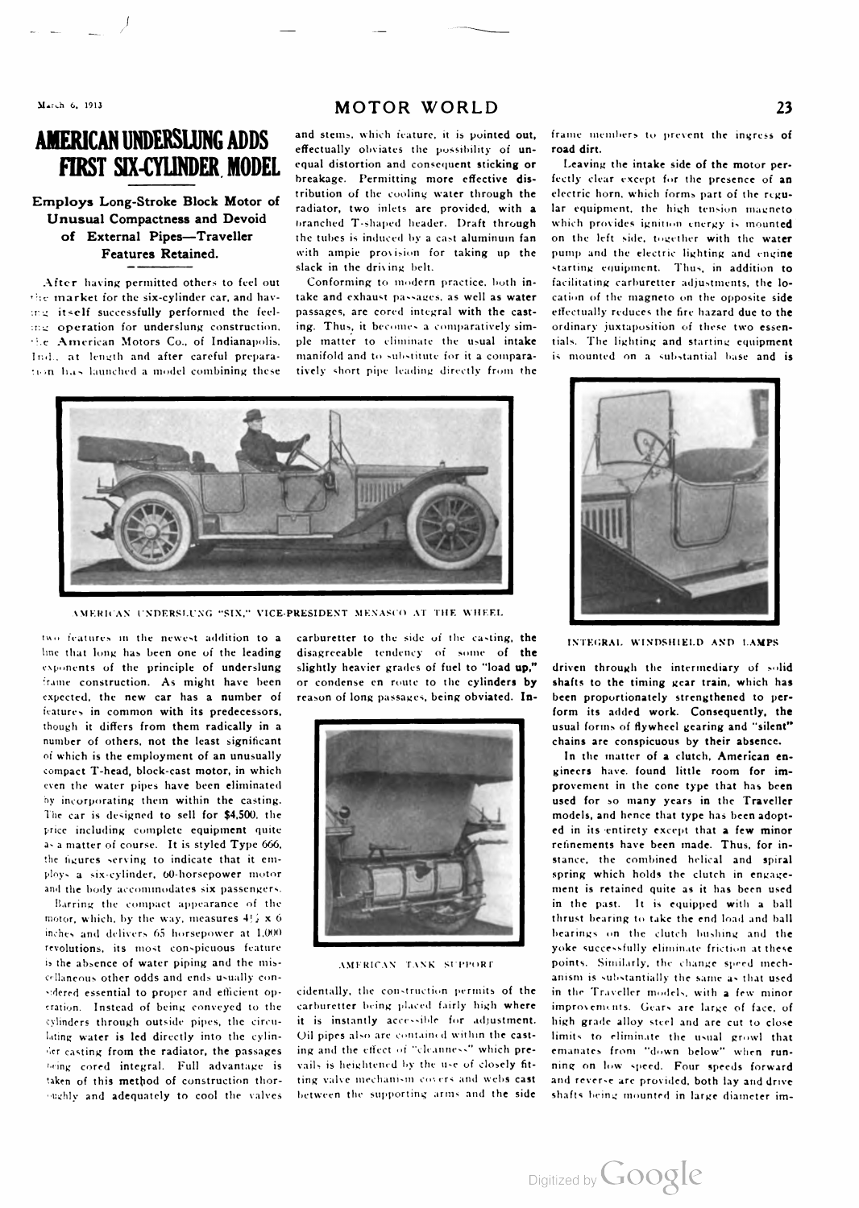# AMERICAN UNDERSLUNG ADDS FIRST SIX-CYLINDER MODEL

## Employs Long-Stroke Block Motor of Unusual Compactness and Devoid of External Pipes—Traveller Features Retained.

After having permitted others to feel out the market for the six-cylinder car, and having itself successfully performed the feeling operation for underslung construction, the American Motors Co., of Indianapolis, Ind., at length and after careful preparation has launched a model combining these two features in the newest addition to a line that long has been one of the leading exponents of the principle of underslung frame construction. As might have been expected, the new car has a number of features in common with its predecessors, though it differs from them radically in a number of others, not the least significant of which is the employment of an unusually compact T-head, block-cast motor, in which even the water pipes have been eliminated by incorporating them within the casting. The car is designed to sell for $4,500, the price including complete equipment quite as a matter of course. It is styled Type 666, the figures serving to indicate that it employs a six-cylinder, 60-horsepower motor and the body accommodates six passengers.

Barring the compact appearance of the motor, which, by the way, measures 4½ x 6 inches and delivers 65 horsepower at 1,000 revolutions, its most conspicuous feature is the absence of water piping and the miscellaneous other odds and ends usually considered essential to proper and efficient operation. Instead of being conveyed to the cylinders through outside pipes, the circulating water is led directly into the cylinder casting from the radiator, the passages being cored integral. Full advantage is taken of this method of construction thoroughly and adequately to cool the valves and stems, which feature, it is pointed out, effectually obviates the possibility of unequal distortion and consequent sticking or breakage. Permitting more effective distribution of the cooling water through the radiator, two inlets are provided, with a branched T-shaped header. Draft through the tubes is induced by a cast aluminum fan with ample provision for taking up the slack in the driving belt.

Conforming to modern practice, both intake and exhaust passages, as well as water passages, are cored integral with the casting. Thus, it becomes a comparatively simple matter to eliminate the usual intake manifold and to substitute for it a comparatively short pipe leading directly from the carburetter to the side of the casting, the disagreeable tendency of some of the slightly heavier grades of fuel to "load up," or condense en route to the cylinders by reason of long passages, being obviated. Incidentally, the construction permits of the carburetter being placed fairly high where it is instantly accessible for adjustment. Oil pipes also are contained within the casting and the effect of "cleanness" which prevails is heightened by the use of closely fitting valve mechanism covers and webs cast between the supporting arms and the side frame members to prevent the ingress of road dirt.

AMERICAN UNDERSLUNG "SIX," VICE-PRESIDENT MENASCO AT THE WHEEL

AMERICAN TANK SUPPORT

INTEGRAL WINDSHIELD AND LAMPS

Leaving the intake side of the motor perfectly clear except for the presence of an electric horn, which forms part of the regular equipment, the high tension magneto which provides ignition energy is mounted on the left side, together with the water pump and the electric lighting and engine starting equipment. Thus, in addition to facilitating carburetter adjustments, the location of the magneto on the opposite side effectually reduces the fire hazard due to the ordinary juxtaposition of these two essentials. The lighting and starting equipment is mounted on a substantial base and is driven through the intermediary of solid shafts to the timing gear train, which has been proportionately strengthened to perform its added work. Consequently, the usual forms of flywheel gearing and "silent" chains are conspicuous by their absence.

In the matter of a clutch, American engineers have found little room for improvement in the cone type that has been used for so many years in the Traveller models, and hence that type has been adopted in its entirety except that a few minor refinements have been made. Thus, for instance, the combined helical and spiral spring which holds the clutch in engagement is retained quite as it has been used in the past. It is equipped with a ball thrust bearing to take the end load and ball bearings on the clutch bushing and the yoke successfully eliminate friction at these points. Similarly, the change speed mechanism is substantially the same as that used in the Traveller models, with a few minor improvements. Gears are large of face, of high grade alloy steel and are cut to close limits to eliminate the usual growl that emanates from "down below" when running on low speed. Four speeds forward and reverse are provided, both lay and drive shafts being mounted in large diameter im-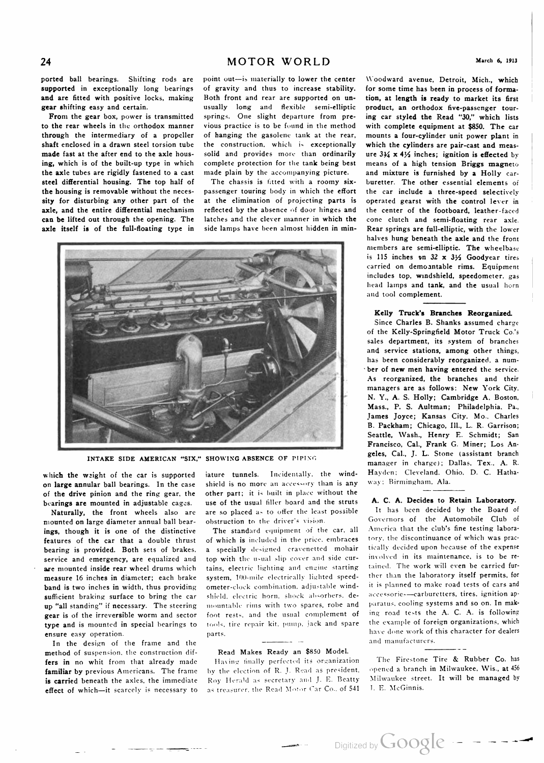ported ball bearings. Shifting rods are supported in exceptionally long bearings and are fitted with positive locks, making gear shifting easy and certain.

From the gear box, power is transmitted to the rear wheels in the orthodox manner through the intermediary of a propeller shaft enclosed in a drawn steel torsion tube made fast at the after end to the axle housing, which is of the built-up type in which the axle tubes are rigidly fastened to a cast steel differential housing. The top half of the housing is removable without the necessity for disturbing any other part of the axle, and the entire differential mechanism can be lifted out through the opening. The axle itself is of the full-floating type in which the weight of the car is supported on large annular ball bearings. In the case of the drive pinion and the ring gear, the bearings are mounted in adjustable cages.

Naturally, the front wheels also are mounted on large diameter annual ball bearings, though it is one of the distinctive features of the car that a double thrust bearing is provided. Both sets of brakes, service and emergency, are equalized and are mounted inside rear wheel drums which measure 16 inches in diameter; each brake band is two inches in width, thus providing sufficient braking surface to bring the car up "all standing" if necessary. The steering gear is of the irreversible worm and sector type and is mounted in special bearings to ensure easy operation.

In the design of the frame and the method of suspension, the construction differs in no whit from that already made familiar by previous Americans. The frame is carried beneath the axles, the immediate effect of which—it scarcely is necessary to point out—is materially to lower the center of gravity and thus to increase stability. Both front and rear are supported on unusually long and flexible semi-elliptic springs. One slight departure from previous practice is to be found in the method of hanging the gasolene tank at the rear, the construction, which is exceptionally solid and provides more than ordinarily complete protection for the tank being best made plain by the accompanying picture.

The chassis is fitted with a roomy six-passenger touring body in which the effort at the elimination of projecting parts is reflected by the absence of door hinges and latches and the clever manner in which the side lamps have been almost hidden in miniature tunnels. Incidentally, the windshield is no more an accessory than is any other part; it is built in place without the use of the usual filler board and the struts are so placed as to offer the least possible obstruction to the driver's vision.

INTAKE SIDE AMERICAN "SIX," SHOWING ABSENCE OF PIPING

The standard equipment of the car, all of which is included in the price, embraces a specially designed cravenetted mohair top with the usual slip cover and side curtains, electric lighting and engine starting system, 100-mile electrically lighted speedometer-clock combination, adjustable windshield, electric horn, shock absorbers, demountable rims with two spares, robe and foot rests, and the usual complement of tools, tire repair kit, pump, jack and spare parts.

### Read Makes Ready an $850 Model.

Having finally perfected its organization by the election of R. J. Read as president, Roy Herald as secretary and J. E. Beatty as treasurer, the Read Motor Car Co., of 541 Woodward avenue, Detroit, Mich., which for some time has been in process of formation, at length is ready to market its first product, an orthodox five-passenger touring car styled the Read "30," which lists with complete equipment at $850. The car mounts a four-cylinder unit power plant in which the cylinders are pair-cast and measure 3¾ x 4½ inches; ignition is effected by means of a high tension Briggs magneto and mixture is furnished by a Holly carburetter. The other essential elements of the car include a three-speed selectively operated gearst with the control lever in the center of the footboard, leather-faced cone clutch and semi-floating rear axle. Rear springs are full-elliptic, with the lower halves hung beneath the axle and the front members are semi-elliptic. The wheelbase is 115 inches on 32 x 3½ Goodyear tires carried on demountable rims. Equipment includes top, windshield, speedometer, gas head lamps and tank, and the usual horn and tool complement.

### Kelly Truck's Branches Reorganized.

Since Charles B. Shanks assumed charge of the Kelly-Springfield Motor Truck Co.'s sales department, its system of branches and service stations, among other things, has been considerably reorganized, a number of new men having entered the service. As reorganized, the branches and their managers are as follows: New York City, N. Y., A. S. Holly; Cambridge A. Boston, Mass., P. S. Aultman; Philadelphia, Pa., James Joyce; Kansas City, Mo., Charles B. Packham; Chicago, Ill., L. R. Garrison; Seattle, Wash., Henry E. Schmidt; San Francisco, Cal., Frank G. Miner; Los Angeles, Cal., J. L. Stone (assistant branch manager in charge); Dallas, Tex., A. R. Hayden; Cleveland, Ohio, D. C. Hathaway; Birmingham, Ala.

### A. C. A. Decides to Retain Laboratory.

It has been decided by the Board of Governors of the Automobile Club of America that the club's fine testing laboratory, the discontinuance of which was practically decided upon because of the expense involved in its maintenance, is to be retained. The work will even be carried further than the laboratory itself permits, for it is planned to make road tests of cars and accessories—carburetters, tires, ignition apparatus, cooling systems and so on. In making road tests the A. C. A. is following the example of foreign organizations, which have done work of this character for dealers and manufacturers.

The Firestone Tire & Rubber Co. has opened a branch in Milwaukee, Wis., at 456 Milwaukee street. It will be managed by I. E. McGinnis.